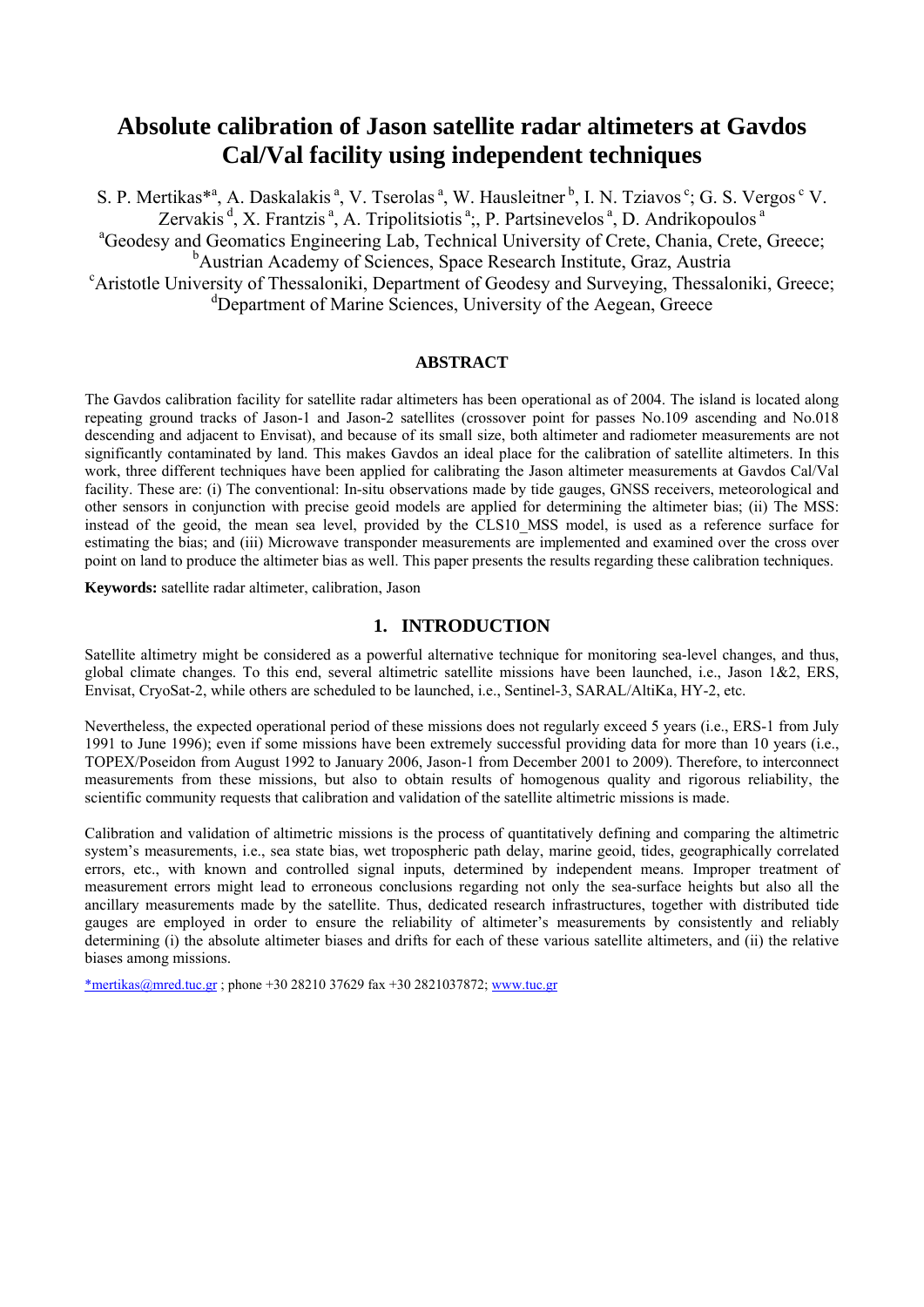# Absolute calibration of Jason satellite radar altimeters at Gavdos Cal/Val facility using independent techniques

S. P. Mertikas*[a], A. Daskalakis[a], V. Tserolas[a], W. Hausleitner[b], I. N. Tziavos[c]; G. S. Vergos[c] V. Zervakis[d], X. Frantzis[a], A. Tripolitsiotis[a];, P. Partsinevelos[a], D. Andrikopoulos[a]

[a]Geodesy and Geomatics Engineering Lab, Technical University of Crete, Chania, Crete, Greece;
[b]Austrian Academy of Sciences, Space Research Institute, Graz, Austria
[c]Aristotle University of Thessaloniki, Department of Geodesy and Surveying, Thessaloniki, Greece;
[d]Department of Marine Sciences, University of the Aegean, Greece

### ABSTRACT

The Gavdos calibration facility for satellite radar altimeters has been operational as of 2004. The island is located along repeating ground tracks of Jason-1 and Jason-2 satellites (crossover point for passes No.109 ascending and No.018 descending and adjacent to Envisat), and because of its small size, both altimeter and radiometer measurements are not significantly contaminated by land. This makes Gavdos an ideal place for the calibration of satellite altimeters. In this work, three different techniques have been applied for calibrating the Jason altimeter measurements at Gavdos Cal/Val facility. These are: (i) The conventional: In-situ observations made by tide gauges, GNSS receivers, meteorological and other sensors in conjunction with precise geoid models are applied for determining the altimeter bias; (ii) The MSS: instead of the geoid, the mean sea level, provided by the CLS10_MSS model, is used as a reference surface for estimating the bias; and (iii) Microwave transponder measurements are implemented and examined over the cross over point on land to produce the altimeter bias as well. This paper presents the results regarding these calibration techniques.

**Keywords:** satellite radar altimeter, calibration, Jason

## 1. INTRODUCTION

Satellite altimetry might be considered as a powerful alternative technique for monitoring sea-level changes, and thus, global climate changes. To this end, several altimetric satellite missions have been launched, i.e., Jason 1&2, ERS, Envisat, CryoSat-2, while others are scheduled to be launched, i.e., Sentinel-3, SARAL/AltiKa, HY-2, etc.

Nevertheless, the expected operational period of these missions does not regularly exceed 5 years (i.e., ERS-1 from July 1991 to June 1996); even if some missions have been extremely successful providing data for more than 10 years (i.e., TOPEX/Poseidon from August 1992 to January 2006, Jason-1 from December 2001 to 2009). Therefore, to interconnect measurements from these missions, but also to obtain results of homogenous quality and rigorous reliability, the scientific community requests that calibration and validation of the satellite altimetric missions is made.

Calibration and validation of altimetric missions is the process of quantitatively defining and comparing the altimetric system's measurements, i.e., sea state bias, wet tropospheric path delay, marine geoid, tides, geographically correlated errors, etc., with known and controlled signal inputs, determined by independent means. Improper treatment of measurement errors might lead to erroneous conclusions regarding not only the sea-surface heights but also all the ancillary measurements made by the satellite. Thus, dedicated research infrastructures, together with distributed tide gauges are employed in order to ensure the reliability of altimeter's measurements by consistently and reliably determining (i) the absolute altimeter biases and drifts for each of these various satellite altimeters, and (ii) the relative biases among missions.

*mertikas@mred.tuc.gr ; phone +30 28210 37629 fax +30 2821037872; www.tuc.gr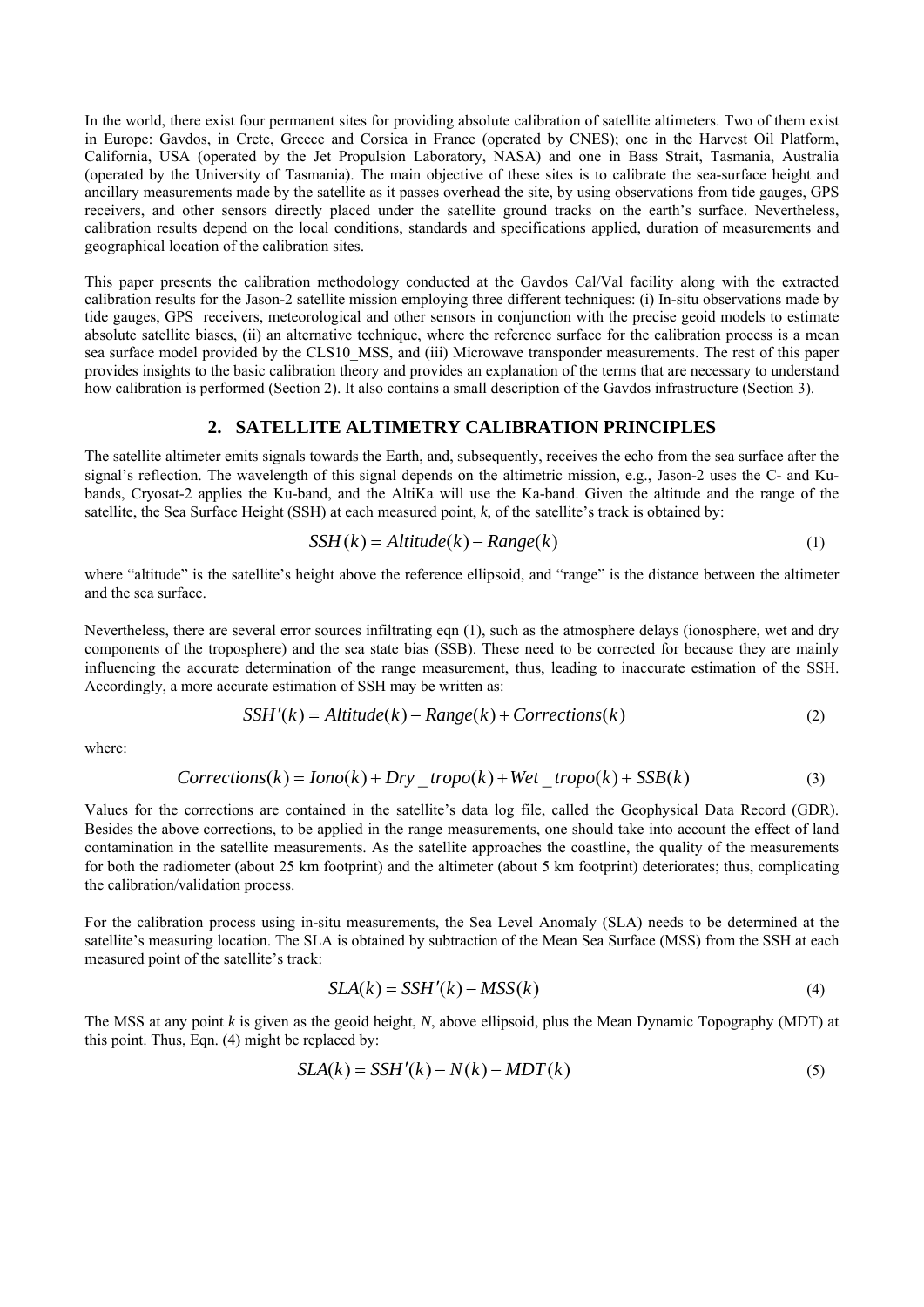In the world, there exist four permanent sites for providing absolute calibration of satellite altimeters. Two of them exist in Europe: Gavdos, in Crete, Greece and Corsica in France (operated by CNES); one in the Harvest Oil Platform, California, USA (operated by the Jet Propulsion Laboratory, NASA) and one in Bass Strait, Tasmania, Australia (operated by the University of Tasmania). The main objective of these sites is to calibrate the sea-surface height and ancillary measurements made by the satellite as it passes overhead the site, by using observations from tide gauges, GPS receivers, and other sensors directly placed under the satellite ground tracks on the earth's surface. Nevertheless, calibration results depend on the local conditions, standards and specifications applied, duration of measurements and geographical location of the calibration sites.

This paper presents the calibration methodology conducted at the Gavdos Cal/Val facility along with the extracted calibration results for the Jason-2 satellite mission employing three different techniques: (i) In-situ observations made by tide gauges, GPS receivers, meteorological and other sensors in conjunction with the precise geoid models to estimate absolute satellite biases, (ii) an alternative technique, where the reference surface for the calibration process is a mean sea surface model provided by the CLS10_MSS, and (iii) Microwave transponder measurements. The rest of this paper provides insights to the basic calibration theory and provides an explanation of the terms that are necessary to understand how calibration is performed (Section 2). It also contains a small description of the Gavdos infrastructure (Section 3).

## 2. SATELLITE ALTIMETRY CALIBRATION PRINCIPLES

The satellite altimeter emits signals towards the Earth, and, subsequently, receives the echo from the sea surface after the signal's reflection. The wavelength of this signal depends on the altimetric mission, e.g., Jason-2 uses the C- and Ku-bands, Cryosat-2 applies the Ku-band, and the AltiKa will use the Ka-band. Given the altitude and the range of the satellite, the Sea Surface Height (SSH) at each measured point, *k*, of the satellite's track is obtained by:

$$SSH(k) = Altitude(k) - Range(k) \tag{1}$$

where "altitude" is the satellite's height above the reference ellipsoid, and "range" is the distance between the altimeter and the sea surface.

Nevertheless, there are several error sources infiltrating eqn (1), such as the atmosphere delays (ionosphere, wet and dry components of the troposphere) and the sea state bias (SSB). These need to be corrected for because they are mainly influencing the accurate determination of the range measurement, thus, leading to inaccurate estimation of the SSH. Accordingly, a more accurate estimation of SSH may be written as:

$$SSH'(k) = Altitude(k) - Range(k) + Corrections(k) \tag{2}$$

where:

$$Corrections(k) = Iono(k) + Dry\_tropo(k) + Wet\_tropo(k) + SSB(k) \tag{3}$$

Values for the corrections are contained in the satellite's data log file, called the Geophysical Data Record (GDR). Besides the above corrections, to be applied in the range measurements, one should take into account the effect of land contamination in the satellite measurements. As the satellite approaches the coastline, the quality of the measurements for both the radiometer (about 25 km footprint) and the altimeter (about 5 km footprint) deteriorates; thus, complicating the calibration/validation process.

For the calibration process using in-situ measurements, the Sea Level Anomaly (SLA) needs to be determined at the satellite's measuring location. The SLA is obtained by subtraction of the Mean Sea Surface (MSS) from the SSH at each measured point of the satellite's track:

$$SLA(k) = SSH'(k) - MSS(k) \tag{4}$$

The MSS at any point *k* is given as the geoid height, *N*, above ellipsoid, plus the Mean Dynamic Topography (MDT) at this point. Thus, Eqn. (4) might be replaced by:

$$SLA(k) = SSH'(k) - N(k) - MDT(k) \tag{5}$$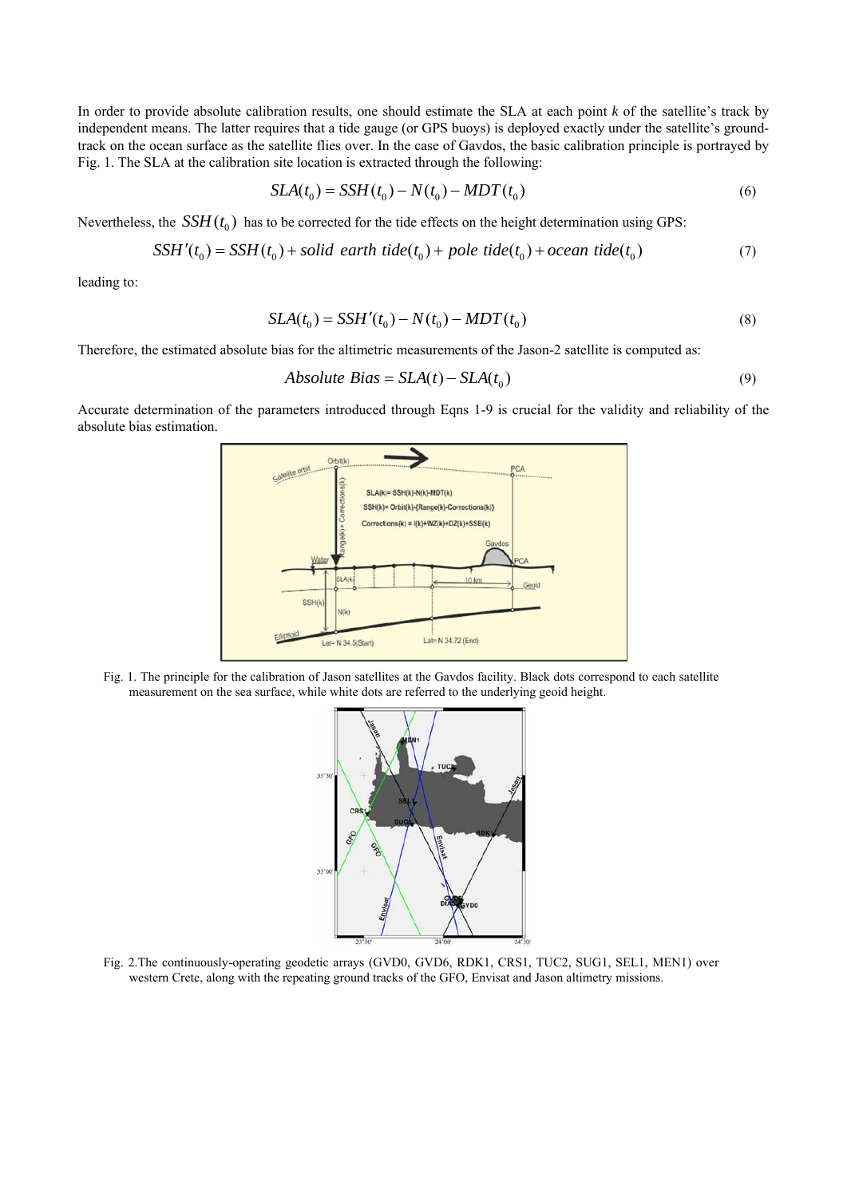In order to provide absolute calibration results, one should estimate the SLA at each point *k* of the satellite's track by independent means. The latter requires that a tide gauge (or GPS buoys) is deployed exactly under the satellite's ground-track on the ocean surface as the satellite flies over. In the case of Gavdos, the basic calibration principle is portrayed by Fig. 1. The SLA at the calibration site location is extracted through the following:

$$SLA(t_0) = SSH(t_0) - N(t_0) - MDT(t_0) \tag{6}$$

Nevertheless, the $SSH(t_0)$ has to be corrected for the tide effects on the height determination using GPS:

$$SSH'(t_0) = SSH(t_0) + solid\ earth\ tide(t_0) + pole\ tide(t_0) + ocean\ tide(t_0) \tag{7}$$

leading to:

$$SLA(t_0) = SSH'(t_0) - N(t_0) - MDT(t_0) \tag{8}$$

Therefore, the estimated absolute bias for the altimetric measurements of the Jason-2 satellite is computed as:

$$Absolute\ Bias = SLA(t) - SLA(t_0) \tag{9}$$

Accurate determination of the parameters introduced through Eqns 1-9 is crucial for the validity and reliability of the absolute bias estimation.

Fig. 1. The principle for the calibration of Jason satellites at the Gavdos facility. Black dots correspond to each satellite measurement on the sea surface, while white dots are referred to the underlying geoid height.

Fig. 2.The continuously-operating geodetic arrays (GVD0, GVD6, RDK1, CRS1, TUC2, SUG1, SEL1, MEN1) over western Crete, along with the repeating ground tracks of the GFO, Envisat and Jason altimetry missions.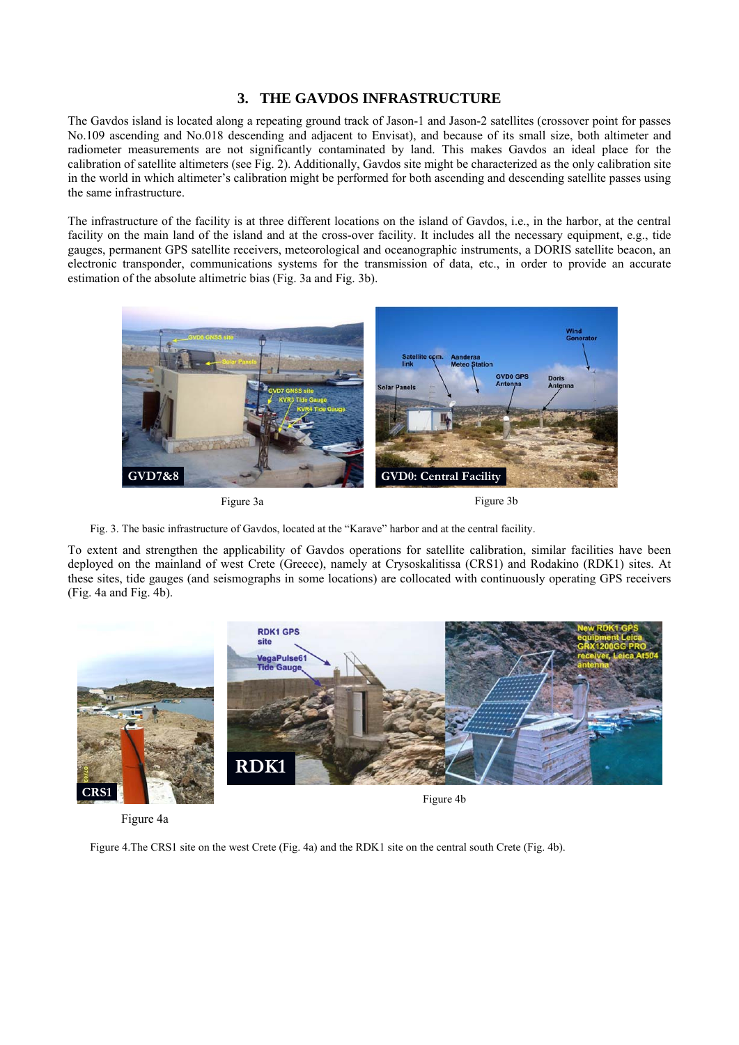## 3. THE GAVDOS INFRASTRUCTURE

The Gavdos island is located along a repeating ground track of Jason-1 and Jason-2 satellites (crossover point for passes No.109 ascending and No.018 descending and adjacent to Envisat), and because of its small size, both altimeter and radiometer measurements are not significantly contaminated by land. This makes Gavdos an ideal place for the calibration of satellite altimeters (see Fig. 2). Additionally, Gavdos site might be characterized as the only calibration site in the world in which altimeter's calibration might be performed for both ascending and descending satellite passes using the same infrastructure.

The infrastructure of the facility is at three different locations on the island of Gavdos, i.e., in the harbor, at the central facility on the main land of the island and at the cross-over facility. It includes all the necessary equipment, e.g., tide gauges, permanent GPS satellite receivers, meteorological and oceanographic instruments, a DORIS satellite beacon, an electronic transponder, communications systems for the transmission of data, etc., in order to provide an accurate estimation of the absolute altimetric bias (Fig. 3a and Fig. 3b).

Figure 3a

Figure 3b

Fig. 3. The basic infrastructure of Gavdos, located at the "Karave" harbor and at the central facility.

To extent and strengthen the applicability of Gavdos operations for satellite calibration, similar facilities have been deployed on the mainland of west Crete (Greece), namely at Crysoskalitissa (CRS1) and Rodakino (RDK1) sites. At these sites, tide gauges (and seismographs in some locations) are collocated with continuously operating GPS receivers (Fig. 4a and Fig. 4b).

Figure 4a

Figure 4b

Figure 4.The CRS1 site on the west Crete (Fig. 4a) and the RDK1 site on the central south Crete (Fig. 4b).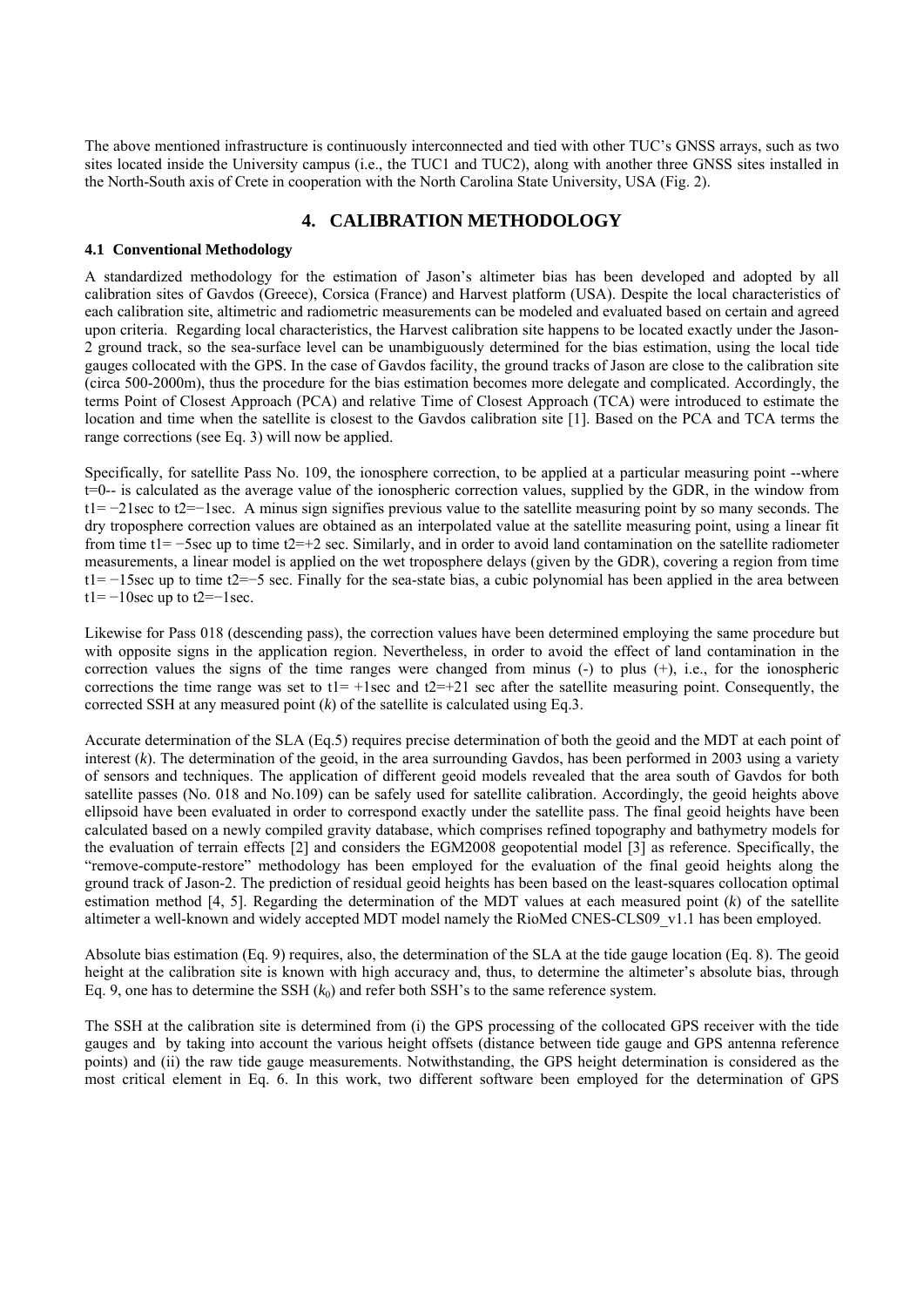The above mentioned infrastructure is continuously interconnected and tied with other TUC's GNSS arrays, such as two sites located inside the University campus (i.e., the TUC1 and TUC2), along with another three GNSS sites installed in the North-South axis of Crete in cooperation with the North Carolina State University, USA (Fig. 2).

# 4. CALIBRATION METHODOLOGY

## 4.1 Conventional Methodology

A standardized methodology for the estimation of Jason's altimeter bias has been developed and adopted by all calibration sites of Gavdos (Greece), Corsica (France) and Harvest platform (USA). Despite the local characteristics of each calibration site, altimetric and radiometric measurements can be modeled and evaluated based on certain and agreed upon criteria. Regarding local characteristics, the Harvest calibration site happens to be located exactly under the Jason-2 ground track, so the sea-surface level can be unambiguously determined for the bias estimation, using the local tide gauges collocated with the GPS. In the case of Gavdos facility, the ground tracks of Jason are close to the calibration site (circa 500-2000m), thus the procedure for the bias estimation becomes more delegate and complicated. Accordingly, the terms Point of Closest Approach (PCA) and relative Time of Closest Approach (TCA) were introduced to estimate the location and time when the satellite is closest to the Gavdos calibration site [1]. Based on the PCA and TCA terms the range corrections (see Eq. 3) will now be applied.

Specifically, for satellite Pass No. 109, the ionosphere correction, to be applied at a particular measuring point --where t=0-- is calculated as the average value of the ionospheric correction values, supplied by the GDR, in the window from t1= −21sec to t2=−1sec. A minus sign signifies previous value to the satellite measuring point by so many seconds. The dry troposphere correction values are obtained as an interpolated value at the satellite measuring point, using a linear fit from time t1= −5sec up to time t2=+2 sec. Similarly, and in order to avoid land contamination on the satellite radiometer measurements, a linear model is applied on the wet troposphere delays (given by the GDR), covering a region from time t1= −15sec up to time t2=−5 sec. Finally for the sea-state bias, a cubic polynomial has been applied in the area between t1= −10sec up to t2=−1sec.

Likewise for Pass 018 (descending pass), the correction values have been determined employing the same procedure but with opposite signs in the application region. Nevertheless, in order to avoid the effect of land contamination in the correction values the signs of the time ranges were changed from minus (-) to plus (+), i.e., for the ionospheric corrections the time range was set to t1= +1sec and t2=+21 sec after the satellite measuring point. Consequently, the corrected SSH at any measured point ($k$) of the satellite is calculated using Eq.3.

Accurate determination of the SLA (Eq.5) requires precise determination of both the geoid and the MDT at each point of interest ($k$). The determination of the geoid, in the area surrounding Gavdos, has been performed in 2003 using a variety of sensors and techniques. The application of different geoid models revealed that the area south of Gavdos for both satellite passes (No. 018 and No.109) can be safely used for satellite calibration. Accordingly, the geoid heights above ellipsoid have been evaluated in order to correspond exactly under the satellite pass. The final geoid heights have been calculated based on a newly compiled gravity database, which comprises refined topography and bathymetry models for the evaluation of terrain effects [2] and considers the EGM2008 geopotential model [3] as reference. Specifically, the "remove-compute-restore" methodology has been employed for the evaluation of the final geoid heights along the ground track of Jason-2. The prediction of residual geoid heights has been based on the least-squares collocation optimal estimation method [4, 5]. Regarding the determination of the MDT values at each measured point ($k$) of the satellite altimeter a well-known and widely accepted MDT model namely the RioMed CNES-CLS09_v1.1 has been employed.

Absolute bias estimation (Eq. 9) requires, also, the determination of the SLA at the tide gauge location (Eq. 8). The geoid height at the calibration site is known with high accuracy and, thus, to determine the altimeter's absolute bias, through Eq. 9, one has to determine the SSH ($k_0$) and refer both SSH's to the same reference system.

The SSH at the calibration site is determined from (i) the GPS processing of the collocated GPS receiver with the tide gauges and by taking into account the various height offsets (distance between tide gauge and GPS antenna reference points) and (ii) the raw tide gauge measurements. Notwithstanding, the GPS height determination is considered as the most critical element in Eq. 6. In this work, two different software been employed for the determination of GPS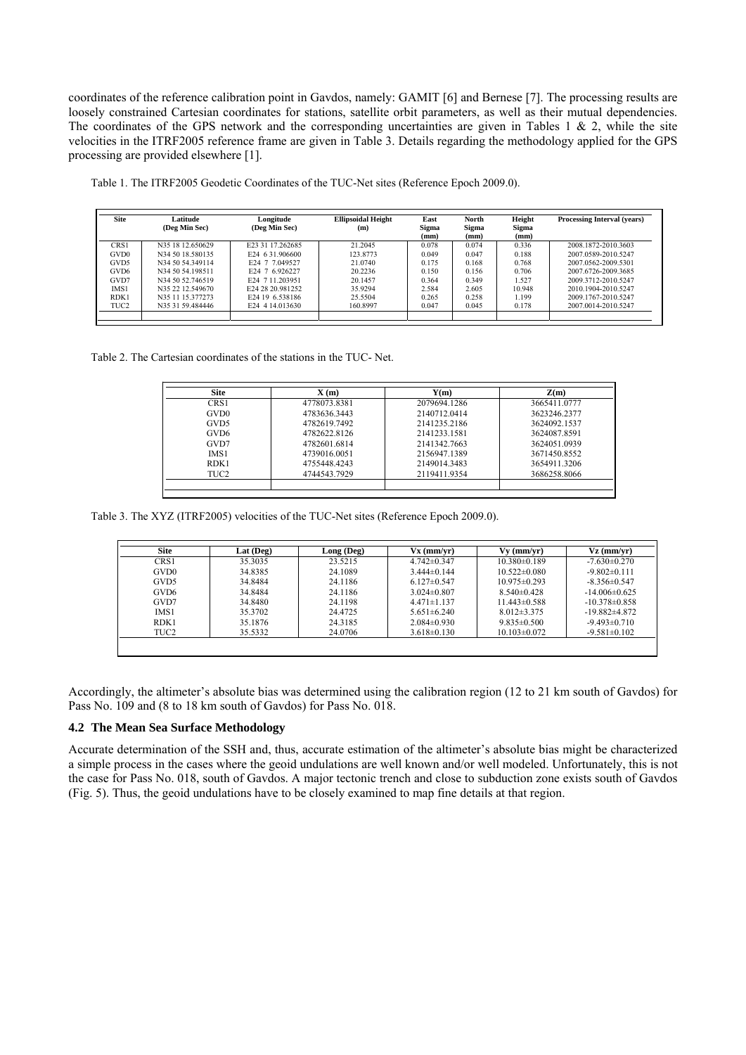coordinates of the reference calibration point in Gavdos, namely: GAMIT [6] and Bernese [7]. The processing results are loosely constrained Cartesian coordinates for stations, satellite orbit parameters, as well as their mutual dependencies. The coordinates of the GPS network and the corresponding uncertainties are given in Tables 1 & 2, while the site velocities in the ITRF2005 reference frame are given in Table 3. Details regarding the methodology applied for the GPS processing are provided elsewhere [1].

Table 1. The ITRF2005 Geodetic Coordinates of the TUC-Net sites (Reference Epoch 2009.0).

| Site | Latitude (Deg Min Sec) | Longitude (Deg Min Sec) | Ellipsoidal Height (m) | East Sigma (mm) | North Sigma (mm) | Height Sigma (mm) | Processing Interval (years) |
|---|---|---|---|---|---|---|---|
| CRS1 | N35 18 12.650629 | E23 31 17.262685 | 21.2045 | 0.078 | 0.074 | 0.336 | 2008.1872-2010.3603 |
| GVD0 | N34 50 18.580135 | E24 6 31.906600 | 123.8773 | 0.049 | 0.047 | 0.188 | 2007.0589-2010.5247 |
| GVD5 | N34 50 54.349114 | E24 7 7.049527 | 21.0740 | 0.175 | 0.168 | 0.768 | 2007.0562-2009.5301 |
| GVD6 | N34 50 54.198511 | E24 7 6.926227 | 20.2236 | 0.150 | 0.156 | 0.706 | 2007.6726-2009.3685 |
| GVD7 | N34 50 52.746519 | E24 7 11.203951 | 20.1457 | 0.364 | 0.349 | 1.527 | 2009.3712-2010.5247 |
| IMS1 | N35 22 12.549670 | E24 28 20.981252 | 35.9294 | 2.584 | 2.605 | 10.948 | 2010.1904-2010.5247 |
| RDK1 | N35 11 15.377273 | E24 19 6.538186 | 25.5504 | 0.265 | 0.258 | 1.199 | 2009.1767-2010.5247 |
| TUC2 | N35 31 59.484446 | E24 4 14.013630 | 160.8997 | 0.047 | 0.045 | 0.178 | 2007.0014-2010.5247 |

Table 2. The Cartesian coordinates of the stations in the TUC- Net.

| Site | X (m) | Y(m) | Z(m) |
|---|---|---|---|
| CRS1 | 4778073.8381 | 2079694.1286 | 3665411.0777 |
| GVD0 | 4783636.3443 | 2140712.0414 | 3623246.2377 |
| GVD5 | 4782619.7492 | 2141235.2186 | 3624092.1537 |
| GVD6 | 4782622.8126 | 2141233.1581 | 3624087.8591 |
| GVD7 | 4782601.6814 | 2141342.7663 | 3624051.0939 |
| IMS1 | 4739016.0051 | 2156947.1389 | 3671450.8552 |
| RDK1 | 4755448.4243 | 2149014.3483 | 3654911.3206 |
| TUC2 | 4744543.7929 | 2119411.9354 | 3686258.8066 |

Table 3. The XYZ (ITRF2005) velocities of the TUC-Net sites (Reference Epoch 2009.0).

| Site | Lat (Deg) | Long (Deg) | Vx (mm/yr) | Vy (mm/yr) | Vz (mm/yr) |
|---|---|---|---|---|---|
| CRS1 | 35.3035 | 23.5215 | 4.742±0.347 | 10.380±0.189 | -7.630±0.270 |
| GVD0 | 34.8385 | 24.1089 | 3.444±0.144 | 10.522±0.080 | -9.802±0.111 |
| GVD5 | 34.8484 | 24.1186 | 6.127±0.547 | 10.975±0.293 | -8.356±0.547 |
| GVD6 | 34.8484 | 24.1186 | 3.024±0.807 | 8.540±0.428 | -14.006±0.625 |
| GVD7 | 34.8480 | 24.1198 | 4.471±1.137 | 11.443±0.588 | -10.378±0.858 |
| IMS1 | 35.3702 | 24.4725 | 5.651±6.240 | 8.012±3.375 | -19.882±4.872 |
| RDK1 | 35.1876 | 24.3185 | 2.084±0.930 | 9.835±0.500 | -9.493±0.710 |
| TUC2 | 35.5332 | 24.0706 | 3.618±0.130 | 10.103±0.072 | -9.581±0.102 |

Accordingly, the altimeter's absolute bias was determined using the calibration region (12 to 21 km south of Gavdos) for Pass No. 109 and (8 to 18 km south of Gavdos) for Pass No. 018.

### 4.2 The Mean Sea Surface Methodology

Accurate determination of the SSH and, thus, accurate estimation of the altimeter's absolute bias might be characterized a simple process in the cases where the geoid undulations are well known and/or well modeled. Unfortunately, this is not the case for Pass No. 018, south of Gavdos. A major tectonic trench and close to subduction zone exists south of Gavdos (Fig. 5). Thus, the geoid undulations have to be closely examined to map fine details at that region.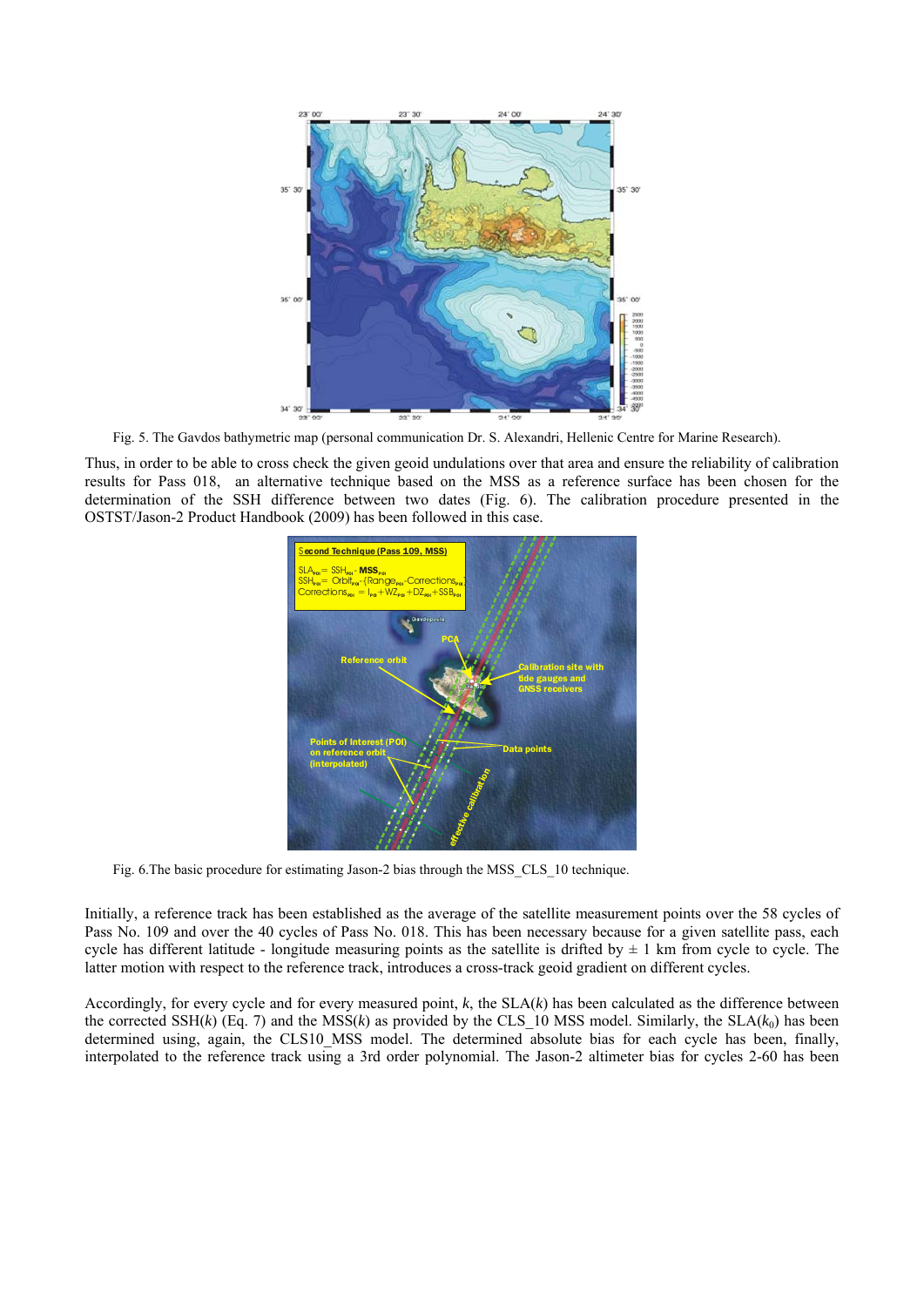Fig. 5. The Gavdos bathymetric map (personal communication Dr. S. Alexandri, Hellenic Centre for Marine Research).

Thus, in order to be able to cross check the given geoid undulations over that area and ensure the reliability of calibration results for Pass 018, an alternative technique based on the MSS as a reference surface has been chosen for the determination of the SSH difference between two dates (Fig. 6). The calibration procedure presented in the OSTST/Jason-2 Product Handbook (2009) has been followed in this case.

Fig. 6.The basic procedure for estimating Jason-2 bias through the MSS_CLS_10 technique.

Initially, a reference track has been established as the average of the satellite measurement points over the 58 cycles of Pass No. 109 and over the 40 cycles of Pass No. 018. This has been necessary because for a given satellite pass, each cycle has different latitude - longitude measuring points as the satellite is drifted by ± 1 km from cycle to cycle. The latter motion with respect to the reference track, introduces a cross-track geoid gradient on different cycles.

Accordingly, for every cycle and for every measured point, $k$, the SLA($k$) has been calculated as the difference between the corrected SSH($k$) (Eq. 7) and the MSS($k$) as provided by the CLS_10 MSS model. Similarly, the SLA($k_0$) has been determined using, again, the CLS10_MSS model. The determined absolute bias for each cycle has been, finally, interpolated to the reference track using a 3rd order polynomial. The Jason-2 altimeter bias for cycles 2-60 has been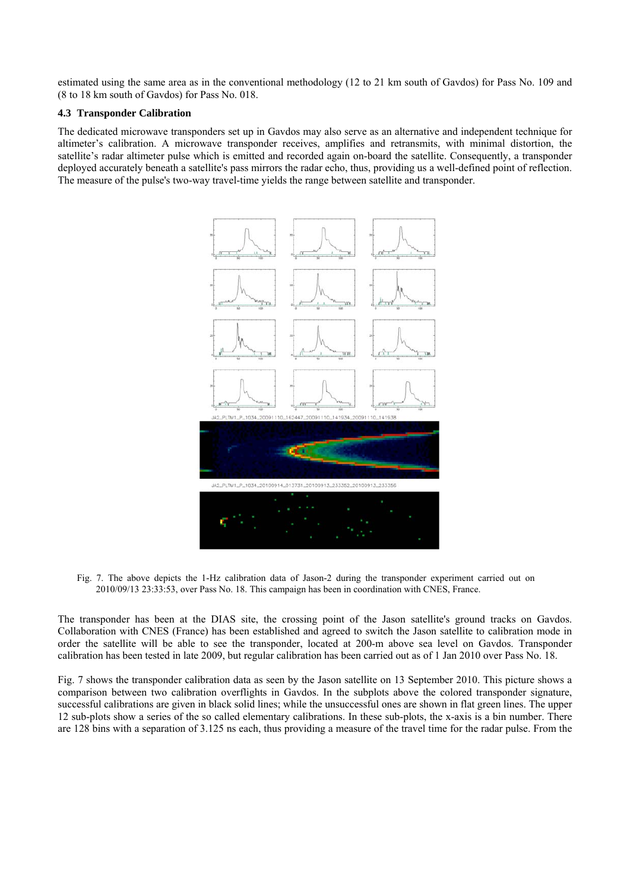estimated using the same area as in the conventional methodology (12 to 21 km south of Gavdos) for Pass No. 109 and (8 to 18 km south of Gavdos) for Pass No. 018.

### 4.3 Transponder Calibration

The dedicated microwave transponders set up in Gavdos may also serve as an alternative and independent technique for altimeter's calibration. A microwave transponder receives, amplifies and retransmits, with minimal distortion, the satellite's radar altimeter pulse which is emitted and recorded again on-board the satellite. Consequently, a transponder deployed accurately beneath a satellite's pass mirrors the radar echo, thus, providing us a well-defined point of reflection. The measure of the pulse's two-way travel-time yields the range between satellite and transponder.

Fig. 7. The above depicts the 1-Hz calibration data of Jason-2 during the transponder experiment carried out on 2010/09/13 23:33:53, over Pass No. 18. This campaign has been in coordination with CNES, France.

The transponder has been at the DIAS site, the crossing point of the Jason satellite's ground tracks on Gavdos. Collaboration with CNES (France) has been established and agreed to switch the Jason satellite to calibration mode in order the satellite will be able to see the transponder, located at 200-m above sea level on Gavdos. Transponder calibration has been tested in late 2009, but regular calibration has been carried out as of 1 Jan 2010 over Pass No. 18.

Fig. 7 shows the transponder calibration data as seen by the Jason satellite on 13 September 2010. This picture shows a comparison between two calibration overflights in Gavdos. In the subplots above the colored transponder signature, successful calibrations are given in black solid lines; while the unsuccessful ones are shown in flat green lines. The upper 12 sub-plots show a series of the so called elementary calibrations. In these sub-plots, the x-axis is a bin number. There are 128 bins with a separation of 3.125 ns each, thus providing a measure of the travel time for the radar pulse. From the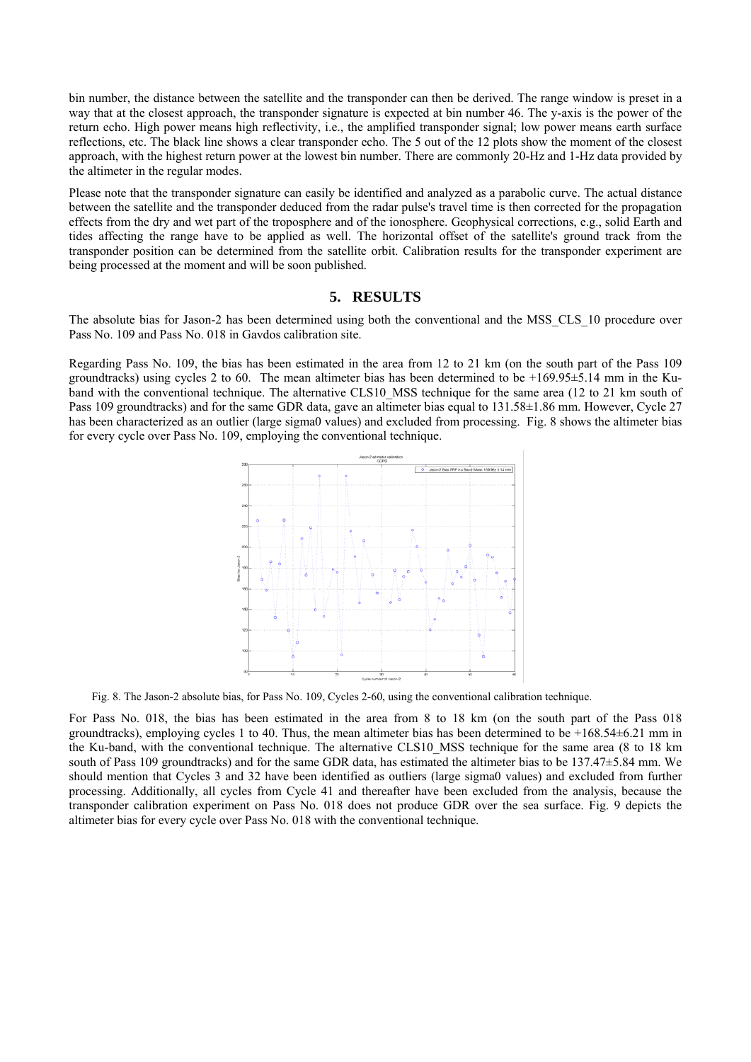bin number, the distance between the satellite and the transponder can then be derived. The range window is preset in a way that at the closest approach, the transponder signature is expected at bin number 46. The y-axis is the power of the return echo. High power means high reflectivity, i.e., the amplified transponder signal; low power means earth surface reflections, etc. The black line shows a clear transponder echo. The 5 out of the 12 plots show the moment of the closest approach, with the highest return power at the lowest bin number. There are commonly 20-Hz and 1-Hz data provided by the altimeter in the regular modes.

Please note that the transponder signature can easily be identified and analyzed as a parabolic curve. The actual distance between the satellite and the transponder deduced from the radar pulse's travel time is then corrected for the propagation effects from the dry and wet part of the troposphere and of the ionosphere. Geophysical corrections, e.g., solid Earth and tides affecting the range have to be applied as well. The horizontal offset of the satellite's ground track from the transponder position can be determined from the satellite orbit. Calibration results for the transponder experiment are being processed at the moment and will be soon published.

## 5. RESULTS

The absolute bias for Jason-2 has been determined using both the conventional and the MSS_CLS_10 procedure over Pass No. 109 and Pass No. 018 in Gavdos calibration site.

Regarding Pass No. 109, the bias has been estimated in the area from 12 to 21 km (on the south part of the Pass 109 groundtracks) using cycles 2 to 60. The mean altimeter bias has been determined to be +169.95±5.14 mm in the Ku-band with the conventional technique. The alternative CLS10_MSS technique for the same area (12 to 21 km south of Pass 109 groundtracks) and for the same GDR data, gave an altimeter bias equal to 131.58±1.86 mm. However, Cycle 27 has been characterized as an outlier (large sigma0 values) and excluded from processing. Fig. 8 shows the altimeter bias for every cycle over Pass No. 109, employing the conventional technique.

Fig. 8. The Jason-2 absolute bias, for Pass No. 109, Cycles 2-60, using the conventional calibration technique.

For Pass No. 018, the bias has been estimated in the area from 8 to 18 km (on the south part of the Pass 018 groundtracks), employing cycles 1 to 40. Thus, the mean altimeter bias has been determined to be +168.54±6.21 mm in the Ku-band, with the conventional technique. The alternative CLS10_MSS technique for the same area (8 to 18 km south of Pass 109 groundtracks) and for the same GDR data, has estimated the altimeter bias to be 137.47±5.84 mm. We should mention that Cycles 3 and 32 have been identified as outliers (large sigma0 values) and excluded from further processing. Additionally, all cycles from Cycle 41 and thereafter have been excluded from the analysis, because the transponder calibration experiment on Pass No. 018 does not produce GDR over the sea surface. Fig. 9 depicts the altimeter bias for every cycle over Pass No. 018 with the conventional technique.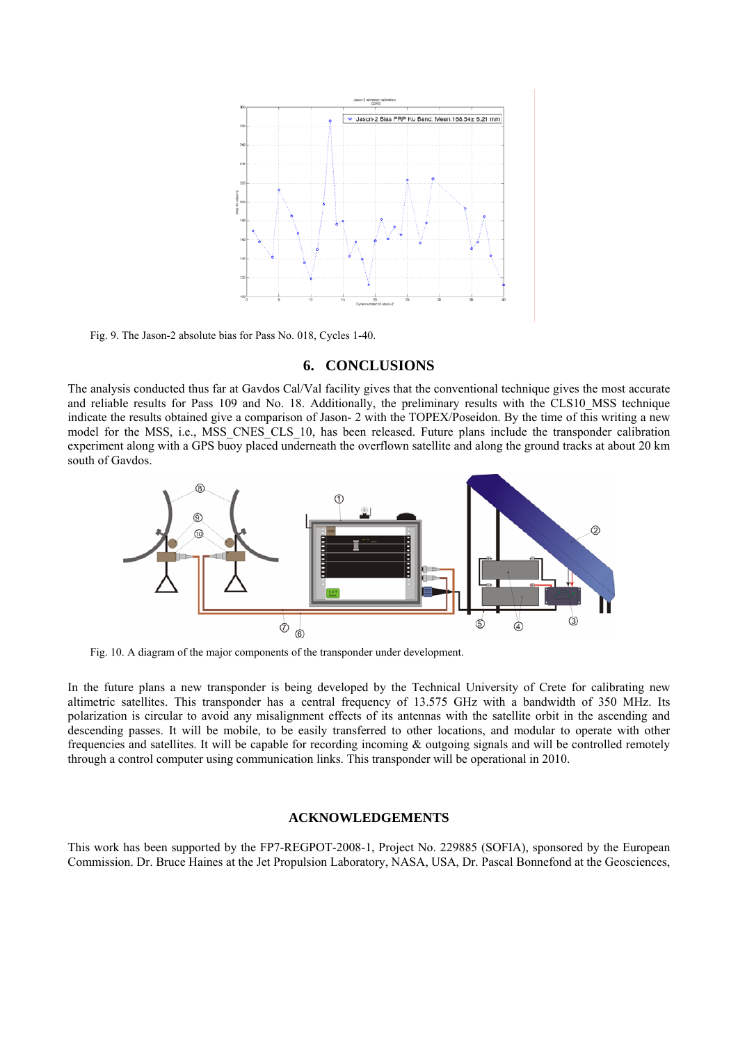Fig. 9. The Jason-2 absolute bias for Pass No. 018, Cycles 1-40.

## 6. CONCLUSIONS

The analysis conducted thus far at Gavdos Cal/Val facility gives that the conventional technique gives the most accurate and reliable results for Pass 109 and No. 18. Additionally, the preliminary results with the CLS10_MSS technique indicate the results obtained give a comparison of Jason- 2 with the TOPEX/Poseidon. By the time of this writing a new model for the MSS, i.e., MSS_CNES_CLS_10, has been released. Future plans include the transponder calibration experiment along with a GPS buoy placed underneath the overflown satellite and along the ground tracks at about 20 km south of Gavdos.

Fig. 10. A diagram of the major components of the transponder under development.

In the future plans a new transponder is being developed by the Technical University of Crete for calibrating new altimetric satellites. This transponder has a central frequency of 13.575 GHz with a bandwidth of 350 MHz. Its polarization is circular to avoid any misalignment effects of its antennas with the satellite orbit in the ascending and descending passes. It will be mobile, to be easily transferred to other locations, and modular to operate with other frequencies and satellites. It will be capable for recording incoming & outgoing signals and will be controlled remotely through a control computer using communication links. This transponder will be operational in 2010.

### ACKNOWLEDGEMENTS

This work has been supported by the FP7-REGPOT-2008-1, Project No. 229885 (SOFIA), sponsored by the European Commission. Dr. Bruce Haines at the Jet Propulsion Laboratory, NASA, USA, Dr. Pascal Bonnefond at the Geosciences,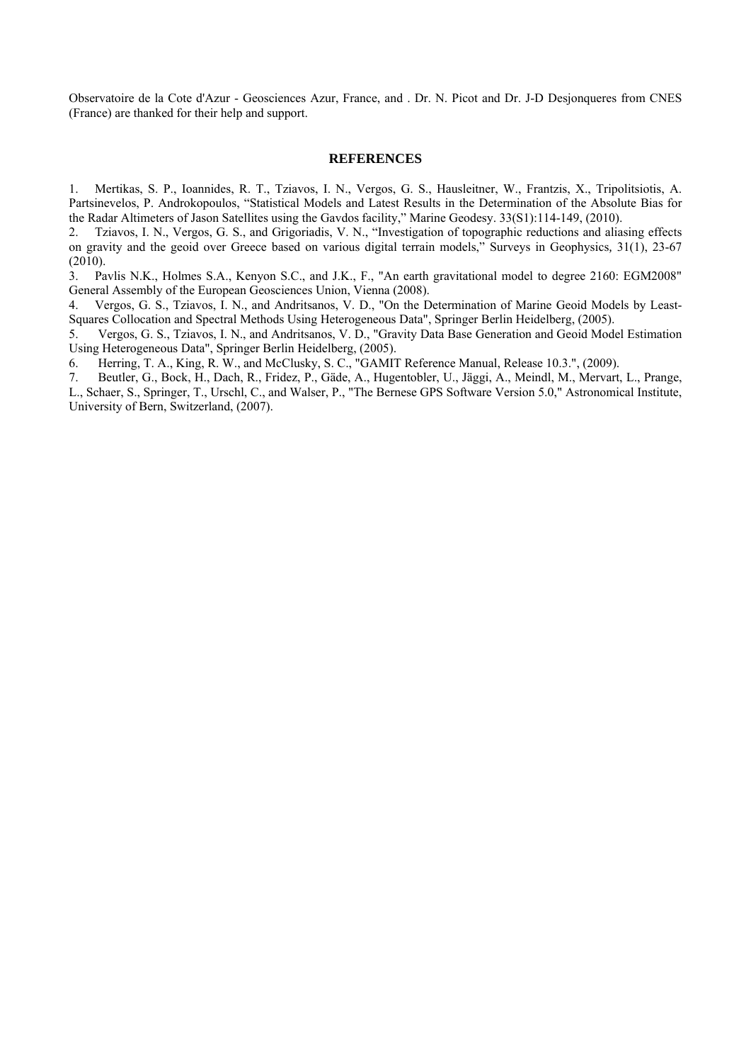Observatoire de la Cote d'Azur - Geosciences Azur, France, and . Dr. N. Picot and Dr. J-D Desjonqueres from CNES (France) are thanked for their help and support.

## REFERENCES

1. Mertikas, S. P., Ioannides, R. T., Tziavos, I. N., Vergos, G. S., Hausleitner, W., Frantzis, X., Tripolitsiotis, A. Partsinevelos, P. Androkopoulos, "Statistical Models and Latest Results in the Determination of the Absolute Bias for the Radar Altimeters of Jason Satellites using the Gavdos facility," Marine Geodesy. 33(S1):114-149, (2010).
2. Tziavos, I. N., Vergos, G. S., and Grigoriadis, V. N., "Investigation of topographic reductions and aliasing effects on gravity and the geoid over Greece based on various digital terrain models," Surveys in Geophysics, 31(1), 23-67 (2010).
3. Pavlis N.K., Holmes S.A., Kenyon S.C., and J.K., F., "An earth gravitational model to degree 2160: EGM2008" General Assembly of the European Geosciences Union, Vienna (2008).
4. Vergos, G. S., Tziavos, I. N., and Andritsanos, V. D., "On the Determination of Marine Geoid Models by Least-Squares Collocation and Spectral Methods Using Heterogeneous Data", Springer Berlin Heidelberg, (2005).
5. Vergos, G. S., Tziavos, I. N., and Andritsanos, V. D., "Gravity Data Base Generation and Geoid Model Estimation Using Heterogeneous Data", Springer Berlin Heidelberg, (2005).
6. Herring, T. A., King, R. W., and McClusky, S. C., "GAMIT Reference Manual, Release 10.3.", (2009).
7. Beutler, G., Bock, H., Dach, R., Fridez, P., Gäde, A., Hugentobler, U., Jäggi, A., Meindl, M., Mervart, L., Prange, L., Schaer, S., Springer, T., Urschl, C., and Walser, P., "The Bernese GPS Software Version 5.0," Astronomical Institute, University of Bern, Switzerland, (2007).